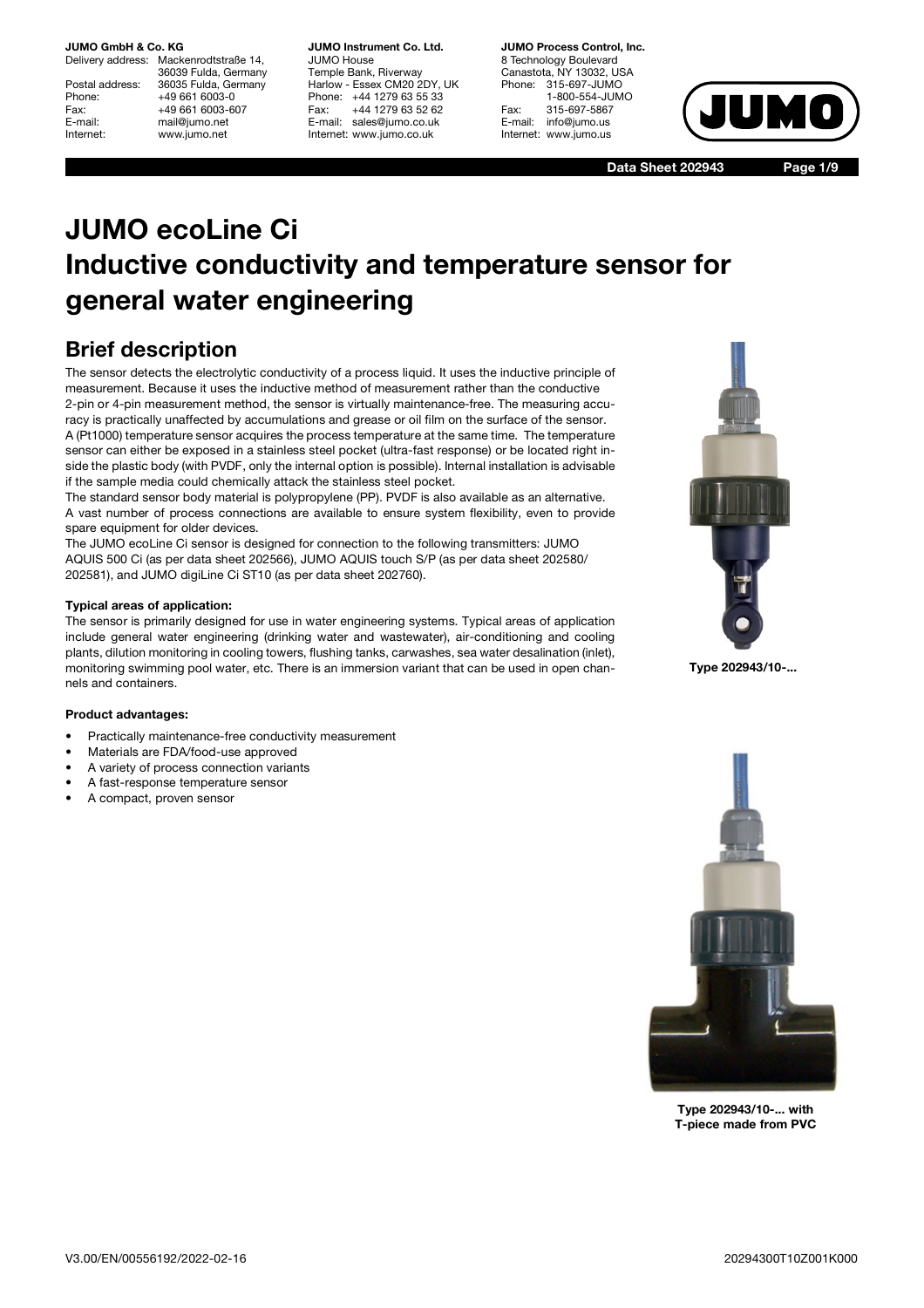**JUMO GmbH & Co. KG**
Delivery address: Mackenrodtstraße 14, 36039 Fulda, Germany
Postal address: 36035 Fulda, Germany
Phone: +49 661 6003-0
Fax: +49 661 6003-607
E-mail: mail@jumo.net
Internet: www.jumo.net

**JUMO Instrument Co. Ltd.**
JUMO House
Temple Bank, Riverway
Harlow - Essex CM20 2DY, UK
Phone: +44 1279 63 55 33
Fax: +44 1279 63 52 62
E-mail: sales@jumo.co.uk
Internet: www.jumo.co.uk

**JUMO Process Control, Inc.**
8 Technology Boulevard
Canastota, NY 13032, USA
Phone: 315-697-JUMO
1-800-554-JUMO
Fax: 315-697-5867
E-mail: info@jumo.us
Internet: www.jumo.us

**Data Sheet 202943**

# JUMO ecoLine Ci
# Inductive conductivity and temperature sensor for general water engineering

## Brief description

The sensor detects the electrolytic conductivity of a process liquid. It uses the inductive principle of measurement. Because it uses the inductive method of measurement rather than the conductive 2-pin or 4-pin measurement method, the sensor is virtually maintenance-free. The measuring accuracy is practically unaffected by accumulations and grease or oil film on the surface of the sensor.
A (Pt1000) temperature sensor acquires the process temperature at the same time. The temperature sensor can either be exposed in a stainless steel pocket (ultra-fast response) or be located right inside the plastic body (with PVDF, only the internal option is possible). Internal installation is advisable if the sample media could chemically attack the stainless steel pocket.
The standard sensor body material is polypropylene (PP). PVDF is also available as an alternative.
A vast number of process connections are available to ensure system flexibility, even to provide spare equipment for older devices.
The JUMO ecoLine Ci sensor is designed for connection to the following transmitters: JUMO AQUIS 500 Ci (as per data sheet 202566), JUMO AQUIS touch S/P (as per data sheet 202580/202581), and JUMO digiLine Ci ST10 (as per data sheet 202760).

**Typical areas of application:**

The sensor is primarily designed for use in water engineering systems. Typical areas of application include general water engineering (drinking water and wastewater), air-conditioning and cooling plants, dilution monitoring in cooling towers, flushing tanks, carwashes, sea water desalination (inlet), monitoring swimming pool water, etc. There is an immersion variant that can be used in open channels and containers.

**Product advantages:**

- Practically maintenance-free conductivity measurement
- Materials are FDA/food-use approved
- A variety of process connection variants
- A fast-response temperature sensor
- A compact, proven sensor

**Type 202943/10-...**

**Type 202943/10-... with T-piece made from PVC**

V3.00/EN/00556192/2022-02-16

20294300T10Z001K000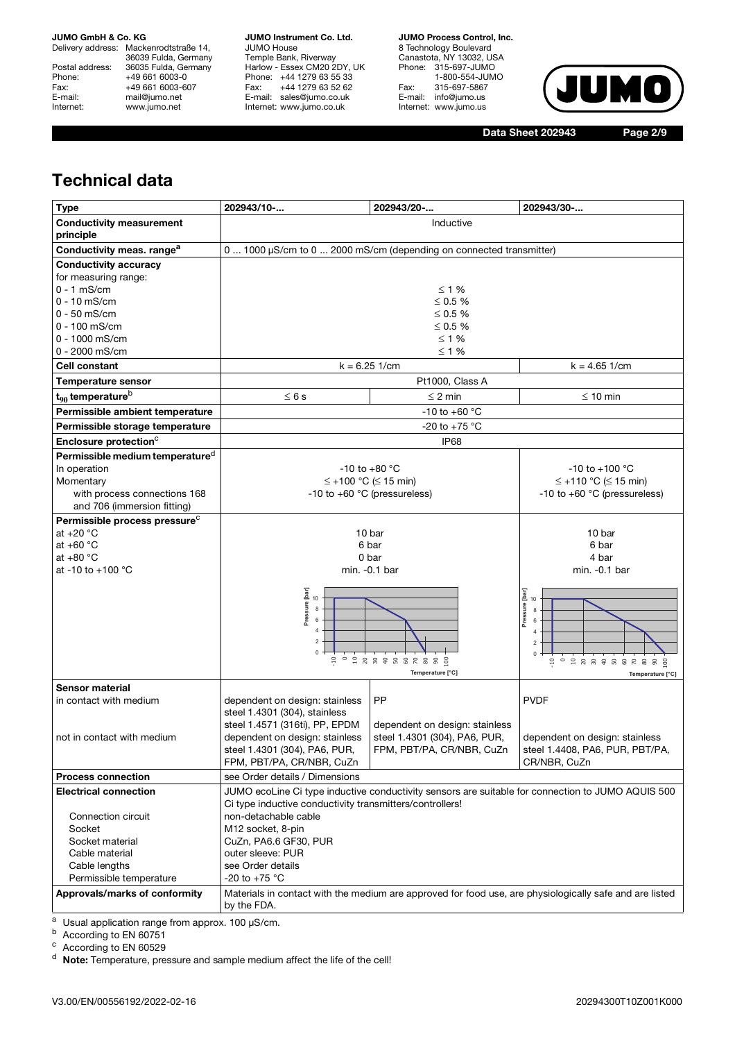## Technical data

| Type | 202943/10-... | 202943/20-... | 202943/30-... |
|---|---|---|---|
| **Conductivity measurement principle** | Inductive | | |
| **Conductivity meas. range**[a] | 0 ... 1000 µS/cm to 0 ... 2000 mS/cm (depending on connected transmitter) | | |
| **Conductivity accuracy**<br>for measuring range:<br>0 - 1 mS/cm<br>0 - 10 mS/cm<br>0 - 50 mS/cm<br>0 - 100 mS/cm<br>0 - 1000 mS/cm<br>0 - 2000 mS/cm | <br><br>≤ 1 %<br>≤ 0.5 %<br>≤ 0.5 %<br>≤ 0.5 %<br>≤ 1 %<br>≤ 1 % | | |
| **Cell constant** | k = 6.25 1/cm | | k = 4.65 1/cm |
| **Temperature sensor** | Pt1000, Class A | | |
| **$t_{90}$ temperature**[b] | ≤ 6 s | ≤ 2 min | ≤ 10 min |
| **Permissible ambient temperature** | -10 to +60 °C | | |
| **Permissible storage temperature** | -20 to +75 °C | | |
| **Enclosure protection**[c] | IP68 | | |
| **Permissible medium temperature**[d]<br>In operation<br>Momentary<br>with process connections 168 and 706 (immersion fitting) | <br>-10 to +80 °C<br>≤ +100 °C (≤ 15 min)<br>-10 to +60 °C (pressureless) | | <br>-10 to +100 °C<br>≤ +110 °C (≤ 15 min)<br>-10 to +60 °C (pressureless) |
| **Permissible process pressure**[c]<br>at +20 °C<br>at +60 °C<br>at +80 °C<br>at -10 to +100 °C | <br>10 bar<br>6 bar<br>0 bar<br>min. -0.1 bar | | <br>10 bar<br>6 bar<br>4 bar<br>min. -0.1 bar |
| **Sensor material**<br>in contact with medium<br><br>not in contact with medium | <br>dependent on design: stainless steel 1.4301 (304), stainless steel 1.4571 (316ti), PP, EPDM<br>dependent on design: stainless steel 1.4301 (304), PA6, PUR, FPM, PBT/PA, CR/NBR, CuZn | <br>PP<br><br>dependent on design: stainless steel 1.4301 (304), PA6, PUR, FPM, PBT/PA, CR/NBR, CuZn | <br>PVDF<br><br>dependent on design: stainless steel 1.4408, PA6, PUR, PBT/PA, CR/NBR, CuZn |
| **Process connection** | see Order details / Dimensions | | |
| **Electrical connection**<br><br>Connection circuit<br>Socket<br>Socket material<br>Cable material<br>Cable lengths<br>Permissible temperature | JUMO ecoLine Ci type inductive conductivity sensors are suitable for connection to JUMO AQUIS 500 Ci type inductive conductivity transmitters/controllers!<br>non-detachable cable<br>M12 socket, 8-pin<br>CuZn, PA6.6 GF30, PUR<br>outer sleeve: PUR<br>see Order details<br>-20 to +75 °C | | |
| **Approvals/marks of conformity** | Materials in contact with the medium are approved for food use, are physiologically safe and are listed by the FDA. | | |

[a] Usual application range from approx. 100 µS/cm.
[b] According to EN 60751
[c] According to EN 60529
[d] **Note:** Temperature, pressure and sample medium affect the life of the cell!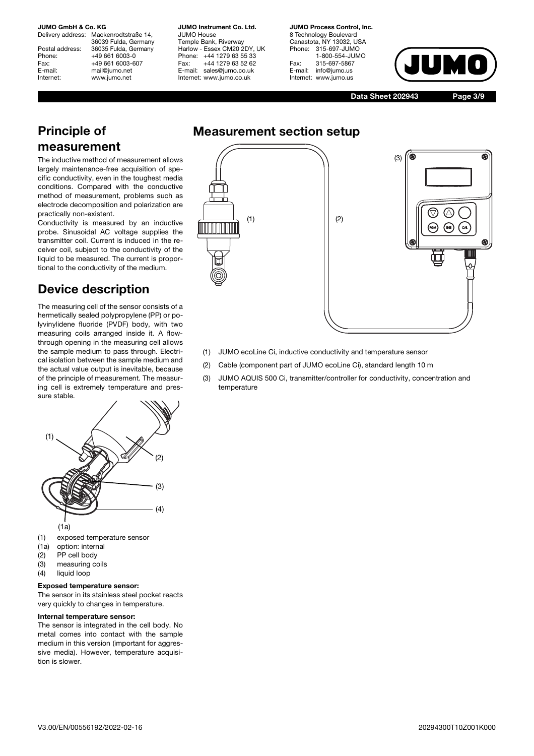## Principle of measurement

The inductive method of measurement allows largely maintenance-free acquisition of specific conductivity, even in the toughest media conditions. Compared with the conductive method of measurement, problems such as electrode decomposition and polarization are practically non-existent.

Conductivity is measured by an inductive probe. Sinusoidal AC voltage supplies the transmitter coil. Current is induced in the receiver coil, subject to the conductivity of the liquid to be measured. The current is proportional to the conductivity of the medium.

## Device description

The measuring cell of the sensor consists of a hermetically sealed polypropylene (PP) or polyvinylidene fluoride (PVDF) body, with two measuring coils arranged inside it. A flow-through opening in the measuring cell allows the sample medium to pass through. Electrical isolation between the sample medium and the actual value output is inevitable, because of the principle of measurement. The measuring cell is extremely temperature and pressure stable.

(1) exposed temperature sensor
(1a) option: internal
(2) PP cell body
(3) measuring coils
(4) liquid loop

**Exposed temperature sensor:**

The sensor in its stainless steel pocket reacts very quickly to changes in temperature.

**Internal temperature sensor:**

The sensor is integrated in the cell body. No metal comes into contact with the sample medium in this version (important for aggressive media). However, temperature acquisition is slower.

## Measurement section setup

(1) JUMO ecoLine Ci, inductive conductivity and temperature sensor

(2) Cable (component part of JUMO ecoLine Ci), standard length 10 m

(3) JUMO AQUIS 500 Ci, transmitter/controller for conductivity, concentration and temperature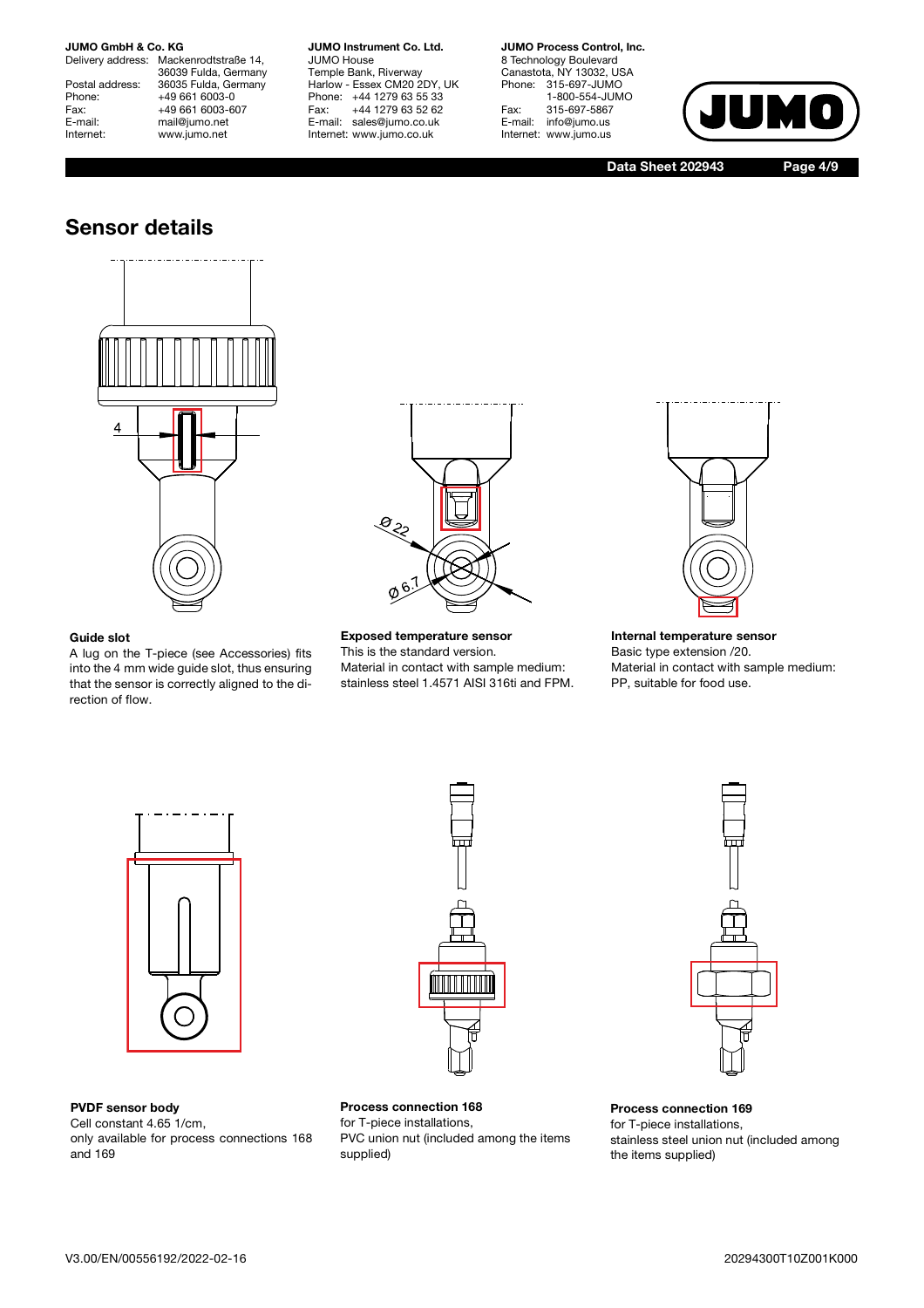## Sensor details

**Guide slot**
A lug on the T-piece (see Accessories) fits into the 4 mm wide guide slot, thus ensuring that the sensor is correctly aligned to the direction of flow.

**Exposed temperature sensor**
This is the standard version.
Material in contact with sample medium: stainless steel 1.4571 AISI 316ti and FPM.

**Internal temperature sensor**
Basic type extension /20.
Material in contact with sample medium: PP, suitable for food use.

**PVDF sensor body**
Cell constant 4.65 1/cm,
only available for process connections 168 and 169

**Process connection 168**
for T-piece installations,
PVC union nut (included among the items supplied)

**Process connection 169**
for T-piece installations,
stainless steel union nut (included among the items supplied)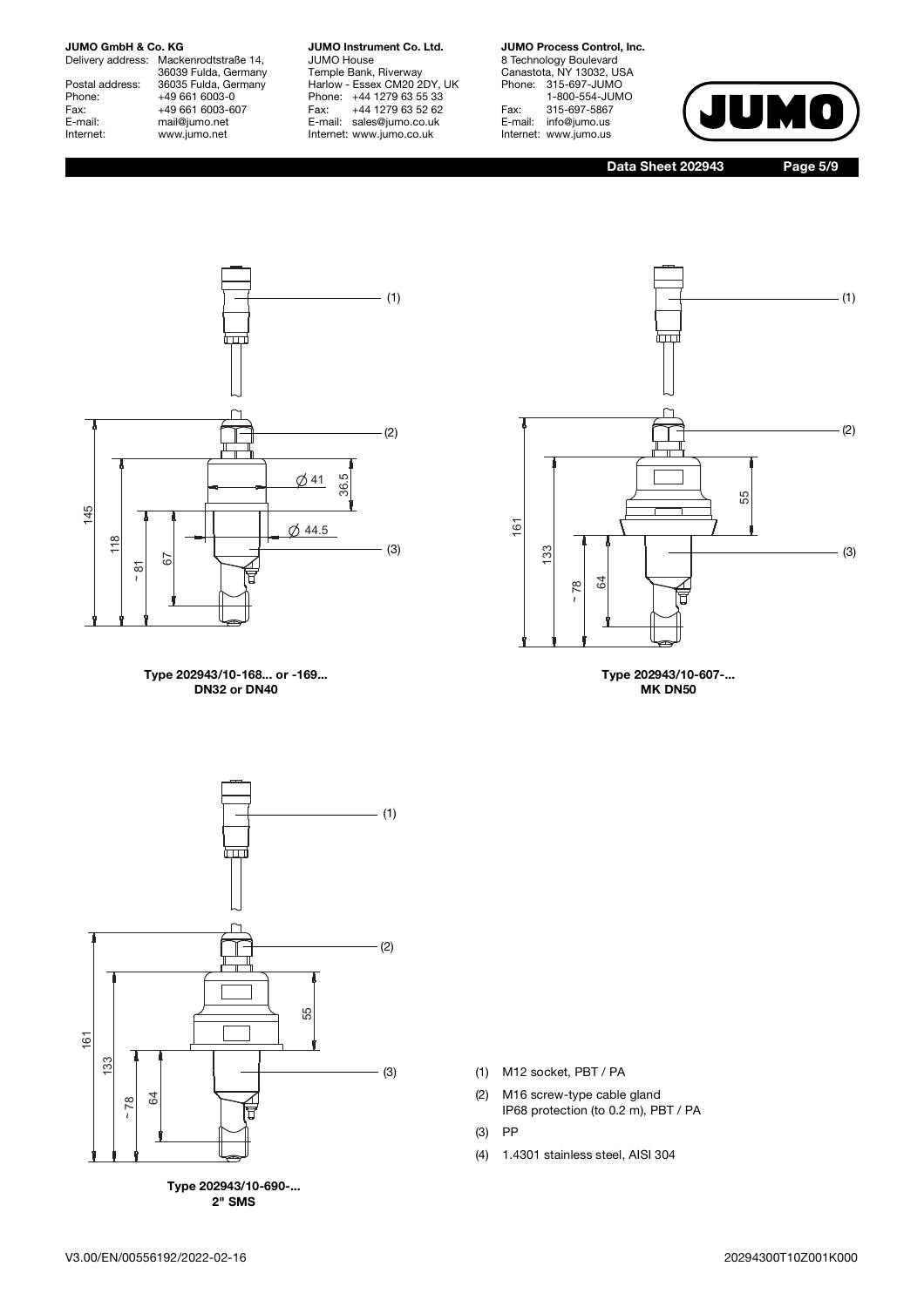(1) (2) (3)

145 118 ~ 81 67 Ø 41 36.5 Ø 44.5

**Type 202943/10-168... or -169...**
**DN32 or DN40**

(1) (2) (3)

161 133 ~ 78 64 55

**Type 202943/10-607-...**
**MK DN50**

(1) (2) (3)

161 133 ~ 78 64 55

**Type 202943/10-690-...**
**2" SMS**

(1) M12 socket, PBT / PA

(2) M16 screw-type cable gland
IP68 protection (to 0.2 m), PBT / PA

(3) PP

(4) 1.4301 stainless steel, AISI 304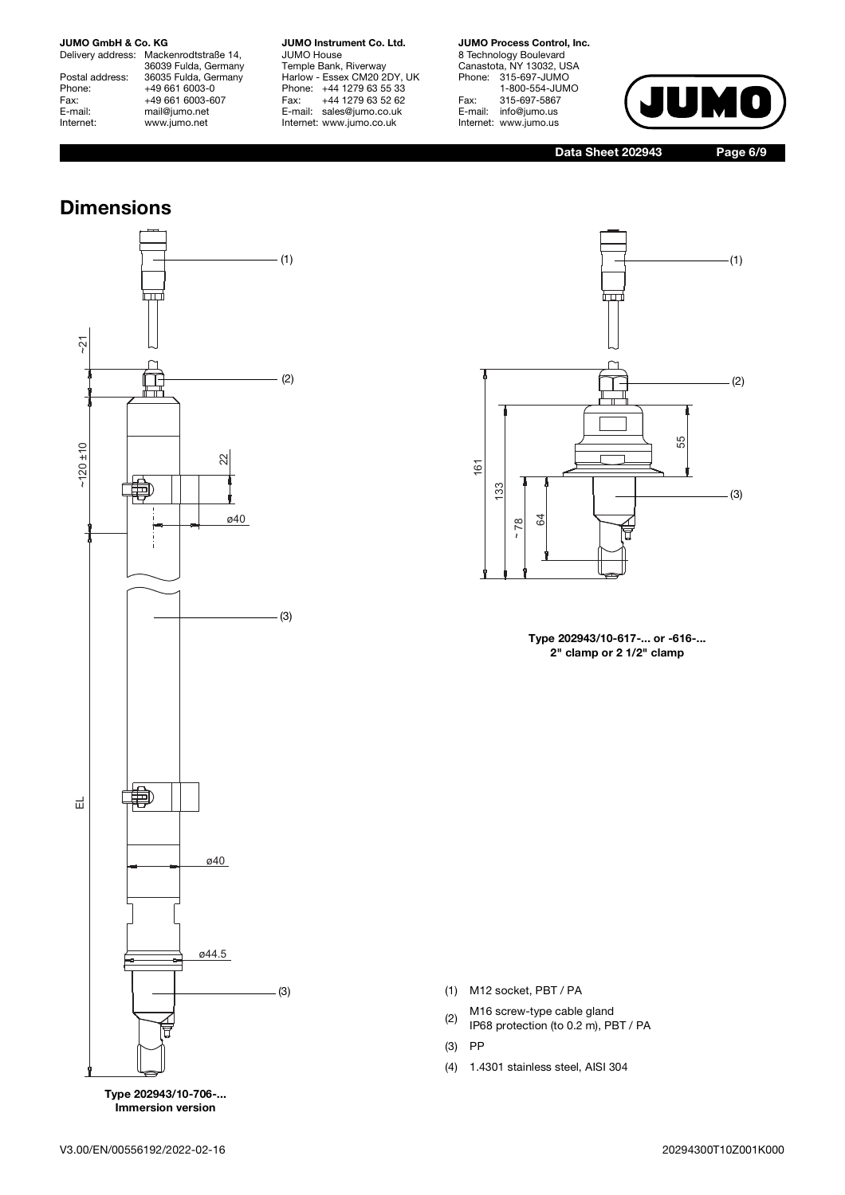## Dimensions

Type 202943/10-706-...
Immersion version

Type 202943/10-617-... or -616-...
2" clamp or 2 1/2" clamp

(1) M12 socket, PBT / PA

(2) M16 screw-type cable gland
IP68 protection (to 0.2 m), PBT / PA

(3) PP

(4) 1.4301 stainless steel, AISI 304

V3.00/EN/00556192/2022-02-16

20294300T10Z001K000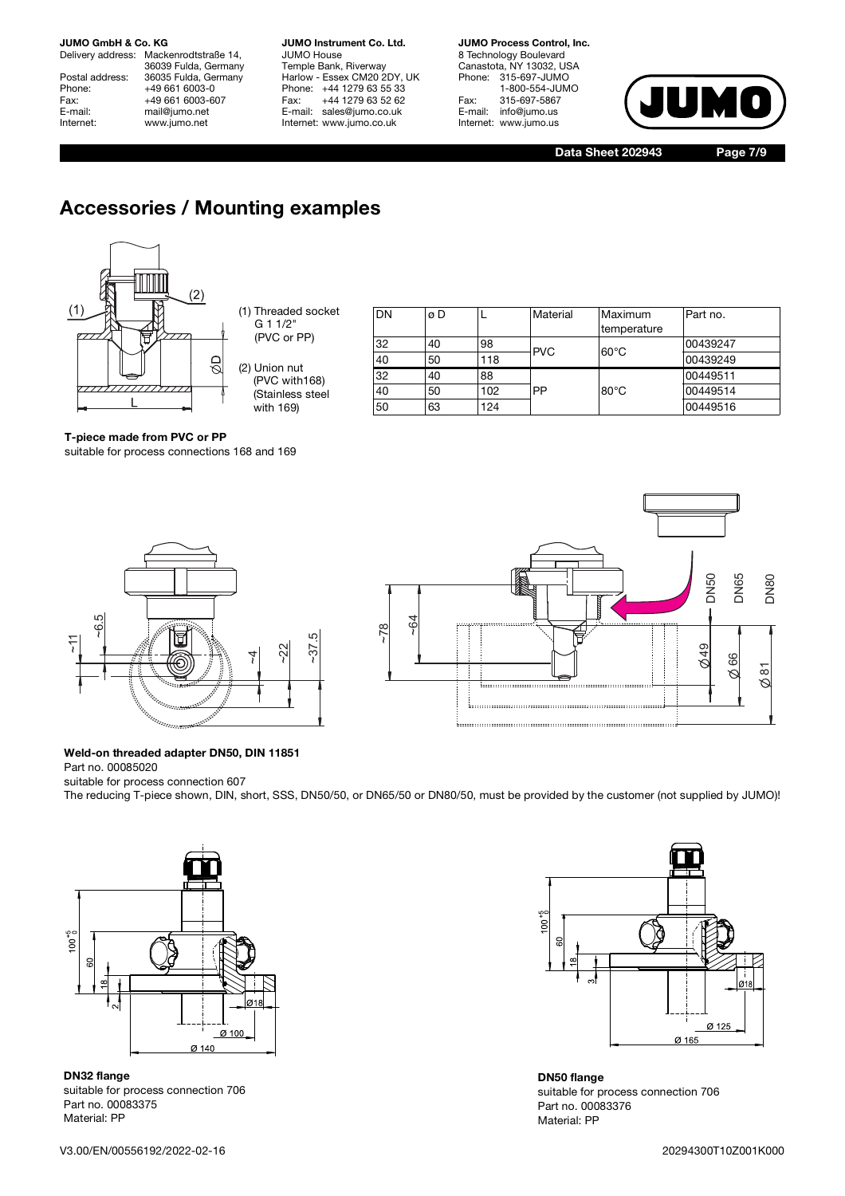## Accessories / Mounting examples

(1) Threaded socket G 1 1/2" (PVC or PP)

(2) Union nut (PVC with168) (Stainless steel with 169)

| DN | ø D | L | Material | Maximum temperature | Part no. |
|---|---|---|---|---|---|
| 32 | 40 | 98 | PVC | 60°C | 00439247 |
| 40 | 50 | 118 | | | 00439249 |
| 32 | 40 | 88 | PP | 80°C | 00449511 |
| 40 | 50 | 102 | | | 00449514 |
| 50 | 63 | 124 | | | 00449516 |

**T-piece made from PVC or PP**
suitable for process connections 168 and 169

**Weld-on threaded adapter DN50, DIN 11851**
Part no. 00085020
suitable for process connection 607
The reducing T-piece shown, DIN, short, SSS, DN50/50, or DN65/50 or DN80/50, must be provided by the customer (not supplied by JUMO)!

**DN32 flange**
suitable for process connection 706
Part no. 00083375
Material: PP

**DN50 flange**
suitable for process connection 706
Part no. 00083376
Material: PP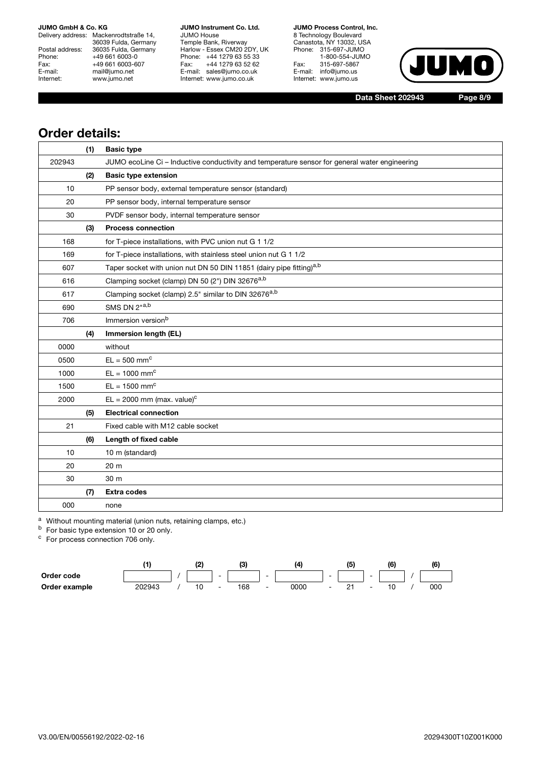## Order details:

| | | |
|---|---|---|
| | **(1)** | **Basic type** |
| 202943 | | JUMO ecoLine Ci – Inductive conductivity and temperature sensor for general water engineering |
| | **(2)** | **Basic type extension** |
| 10 | | PP sensor body, external temperature sensor (standard) |
| 20 | | PP sensor body, internal temperature sensor |
| 30 | | PVDF sensor body, internal temperature sensor |
| | **(3)** | **Process connection** |
| 168 | | for T-piece installations, with PVC union nut G 1 1/2 |
| 169 | | for T-piece installations, with stainless steel union nut G 1 1/2 |
| 607 | | Taper socket with union nut DN 50 DIN 11851 (dairy pipe fitting)[a,b] |
| 616 | | Clamping socket (clamp) DN 50 (2") DIN 32676[a,b] |
| 617 | | Clamping socket (clamp) 2.5" similar to DIN 32676[a,b] |
| 690 | | SMS DN 2"[a,b] |
| 706 | | Immersion version[b] |
| | **(4)** | **Immersion length (EL)** |
| 0000 | | without |
| 0500 | | EL = 500 mm[c] |
| 1000 | | EL = 1000 mm[c] |
| 1500 | | EL = 1500 mm[c] |
| 2000 | | EL = 2000 mm (max. value)[c] |
| | **(5)** | **Electrical connection** |
| 21 | | Fixed cable with M12 cable socket |
| | **(6)** | **Length of fixed cable** |
| 10 | | 10 m (standard) |
| 20 | | 20 m |
| 30 | | 30 m |
| | **(7)** | **Extra codes** |
| 000 | | none |

[a] Without mounting material (union nuts, retaining clamps, etc.)
[b] For basic type extension 10 or 20 only.
[c] For process connection 706 only.

| | (1) | | (2) | | (3) | | (4) | | (5) | | (6) | | (6) |
|---|---|---|---|---|---|---|---|---|---|---|---|---|---|
| **Order code** | | / | | - | | - | | - | | - | | / | |
| **Order example** | 202943 | / | 10 | - | 168 | - | 0000 | - | 21 | - | 10 | / | 000 |

V3.00/EN/00556192/2022-02-16

20294300T10Z001K000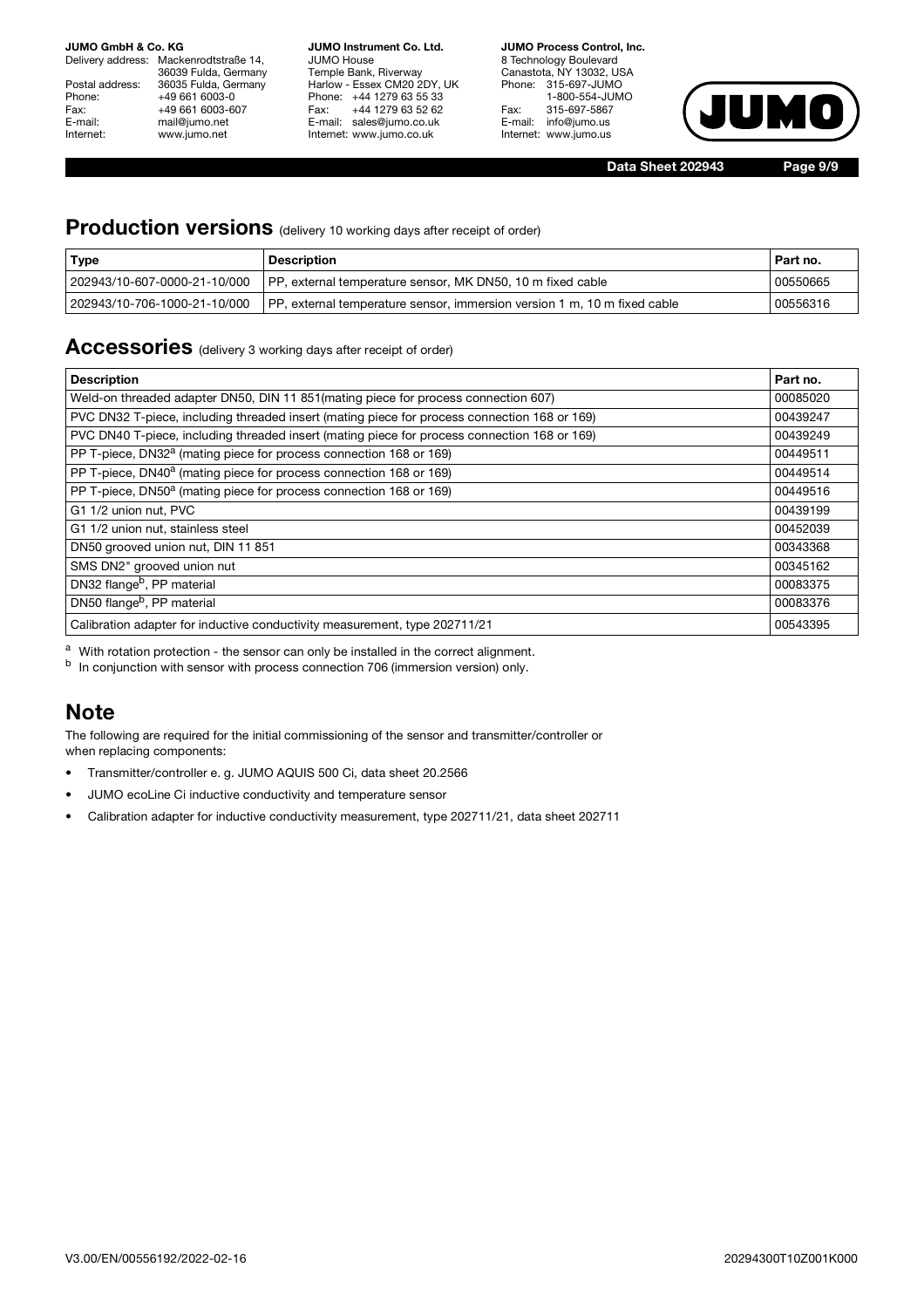## Production versions (delivery 10 working days after receipt of order)

| Type | Description | Part no. |
|---|---|---|
| 202943/10-607-0000-21-10/000 | PP, external temperature sensor, MK DN50, 10 m fixed cable | 00550665 |
| 202943/10-706-1000-21-10/000 | PP, external temperature sensor, immersion version 1 m, 10 m fixed cable | 00556316 |

## Accessories (delivery 3 working days after receipt of order)

| Description | Part no. |
|---|---|
| Weld-on threaded adapter DN50, DIN 11 851(mating piece for process connection 607) | 00085020 |
| PVC DN32 T-piece, including threaded insert (mating piece for process connection 168 or 169) | 00439247 |
| PVC DN40 T-piece, including threaded insert (mating piece for process connection 168 or 169) | 00439249 |
| PP T-piece, DN32[a] (mating piece for process connection 168 or 169) | 00449511 |
| PP T-piece, DN40[a] (mating piece for process connection 168 or 169) | 00449514 |
| PP T-piece, DN50[a] (mating piece for process connection 168 or 169) | 00449516 |
| G1 1/2 union nut, PVC | 00439199 |
| G1 1/2 union nut, stainless steel | 00452039 |
| DN50 grooved union nut, DIN 11 851 | 00343368 |
| SMS DN2" grooved union nut | 00345162 |
| DN32 flange[b], PP material | 00083375 |
| DN50 flange[b], PP material | 00083376 |
| Calibration adapter for inductive conductivity measurement, type 202711/21 | 00543395 |

[a] With rotation protection - the sensor can only be installed in the correct alignment.
[b] In conjunction with sensor with process connection 706 (immersion version) only.

## Note

The following are required for the initial commissioning of the sensor and transmitter/controller or when replacing components:

- Transmitter/controller e. g. JUMO AQUIS 500 Ci, data sheet 20.2566
- JUMO ecoLine Ci inductive conductivity and temperature sensor
- Calibration adapter for inductive conductivity measurement, type 202711/21, data sheet 202711